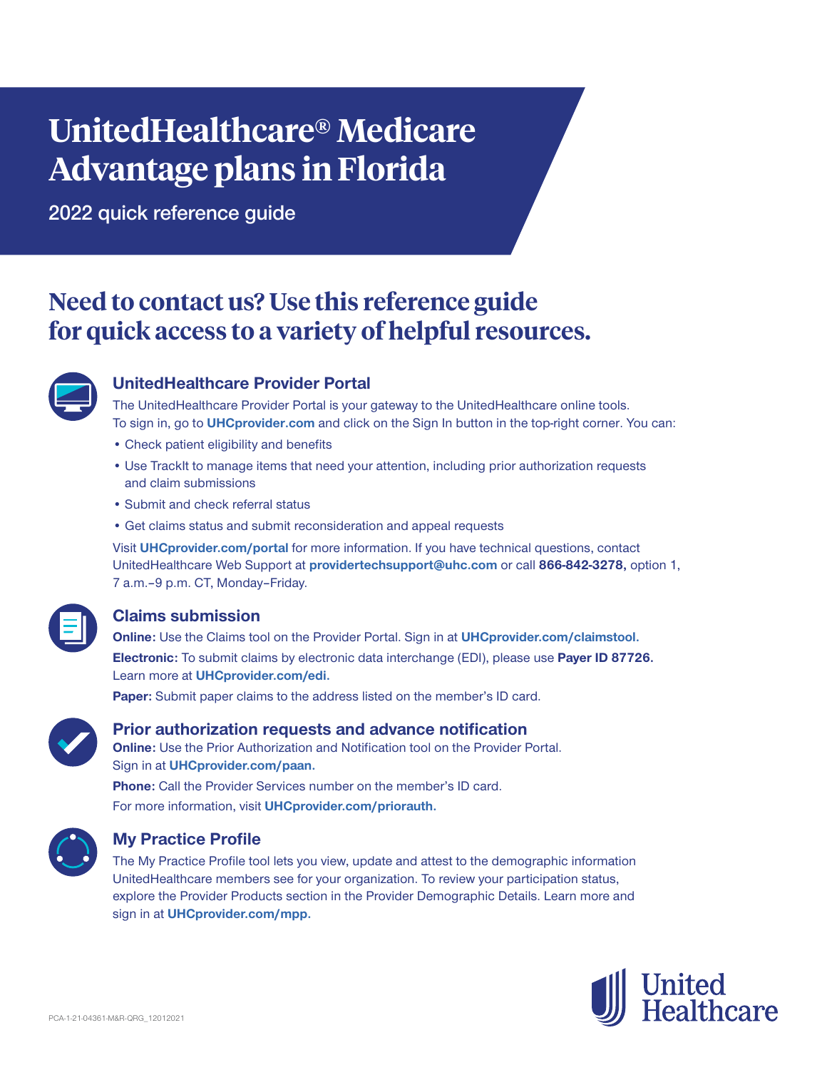# UnitedHealthcare® Medicare Advantage plans in Florida

2022 quick reference guide

## Need to contact us? Use this reference guide for quick access to a variety of helpful resources.

### UnitedHealthcare Provider Portal

The UnitedHealthcare Provider Portal is your gateway to the UnitedHealthcare online tools. To sign in, go to **UHCprovider.com** and click on the Sign In button in the top-right corner. You can:

- Check patient eligibility and benefits
- Use TrackIt to manage items that need your attention, including prior authorization requests and claim submissions
- Submit and check referral status
- Get claims status and submit reconsideration and appeal requests

Visit **UHCprovider.com/portal** for more information. If you have technical questions, contact UnitedHealthcare Web Support at **providertechsupport@uhc.com** or call **866-842-3278,** option 1, 7 a.m.–9 p.m. CT, Monday–Friday.

### Claims submission

**Online:** Use the Claims tool on the Provider Portal. Sign in at **UHCprovider.com/claimstool.**

**Electronic:** To submit claims by electronic data interchange (EDI), please use **Payer ID 87726.** Learn more at **UHCprovider.com/edi.**

**Paper:** Submit paper claims to the address listed on the member's ID card.

### Prior authorization requests and advance notification

**Online:** Use the Prior Authorization and Notification tool on the Provider Portal. Sign in at **UHCprovider.com/paan.**

**Phone:** Call the Provider Services number on the member's ID card.

For more information, visit **UHCprovider.com/priorauth.**

### My Practice Profile

The My Practice Profile tool lets you view, update and attest to the demographic information UnitedHealthcare members see for your organization. To review your participation status, explore the Provider Products section in the Provider Demographic Details. Learn more and sign in at **UHCprovider.com/mpp.**

PCA-1-21-04361-M&R-QRG_12012021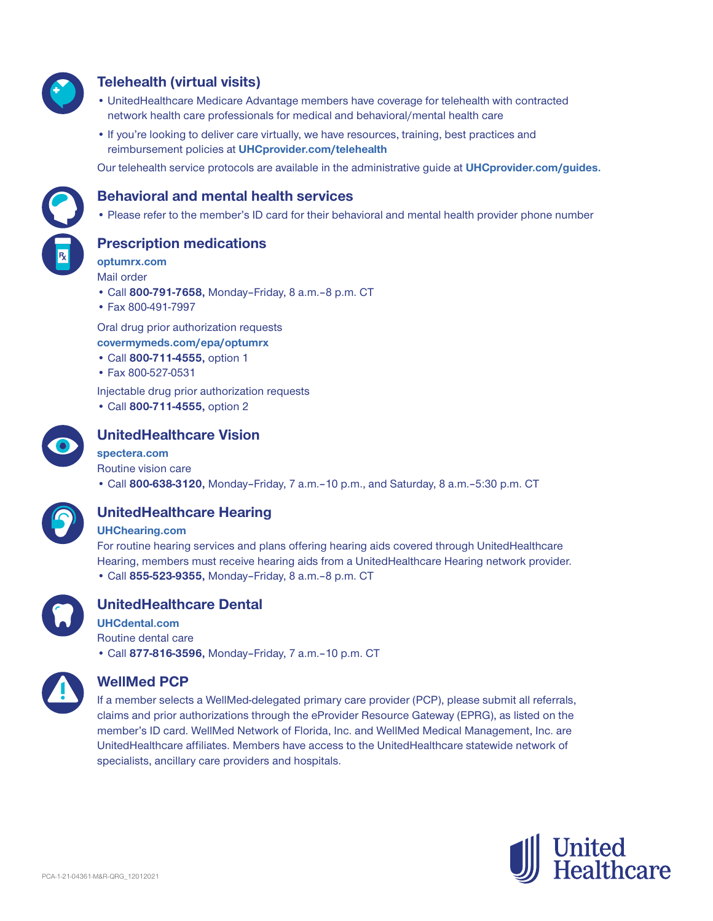## Telehealth (virtual visits)

- UnitedHealthcare Medicare Advantage members have coverage for telehealth with contracted network health care professionals for medical and behavioral/mental health care
- If you're looking to deliver care virtually, we have resources, training, best practices and reimbursement policies at **UHCprovider.com/telehealth**

Our telehealth service protocols are available in the administrative guide at **UHCprovider.com/guides**.

## Behavioral and mental health services

- Please refer to the member's ID card for their behavioral and mental health provider phone number

## Prescription medications

**optumrx.com**

Mail order

- Call **800-791-7658,** Monday–Friday, 8 a.m.–8 p.m. CT
- Fax 800-491-7997

Oral drug prior authorization requests

**covermymeds.com/epa/optumrx**

- Call **800-711-4555,** option 1
- Fax 800-527-0531

Injectable drug prior authorization requests

- Call **800-711-4555,** option 2

## UnitedHealthcare Vision

**spectera.com**

Routine vision care

- Call **800-638-3120,** Monday–Friday, 7 a.m.–10 p.m., and Saturday, 8 a.m.–5:30 p.m. CT

## UnitedHealthcare Hearing

**UHChearing.com**

For routine hearing services and plans offering hearing aids covered through UnitedHealthcare Hearing, members must receive hearing aids from a UnitedHealthcare Hearing network provider.

- Call **855-523-9355,** Monday–Friday, 8 a.m.–8 p.m. CT

## UnitedHealthcare Dental

**UHCdental.com**

Routine dental care

- Call **877-816-3596,** Monday–Friday, 7 a.m.–10 p.m. CT

## WellMed PCP

If a member selects a WellMed-delegated primary care provider (PCP), please submit all referrals, claims and prior authorizations through the eProvider Resource Gateway (EPRG), as listed on the member's ID card. WellMed Network of Florida, Inc. and WellMed Medical Management, Inc. are UnitedHealthcare affiliates. Members have access to the UnitedHealthcare statewide network of specialists, ancillary care providers and hospitals.

PCA-1-21-04361-M&R-QRG_12012021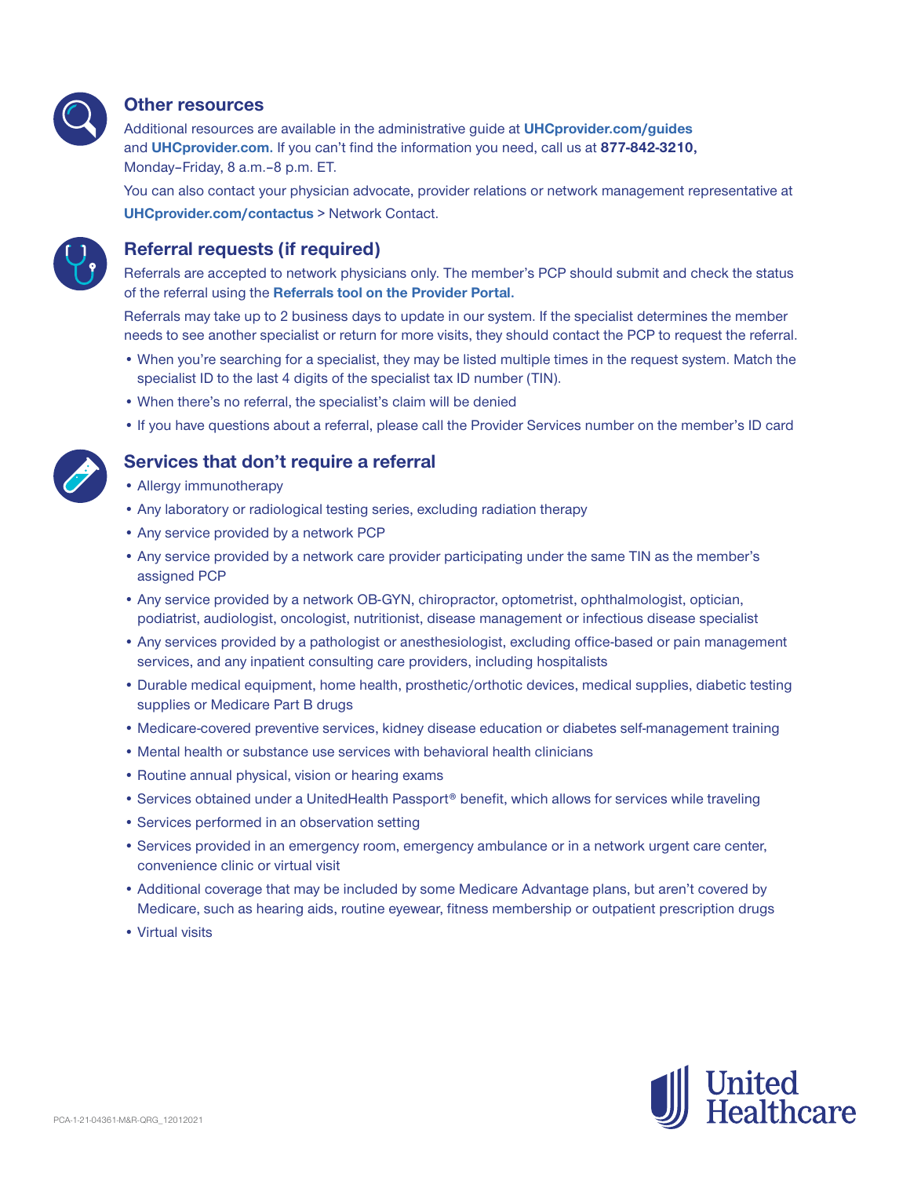## Other resources

Additional resources are available in the administrative guide at **UHCprovider.com/guides** and **UHCprovider.com.** If you can't find the information you need, call us at **877-842-3210,** Monday–Friday, 8 a.m.–8 p.m. ET.

You can also contact your physician advocate, provider relations or network management representative at **UHCprovider.com/contactus** > Network Contact.

## Referral requests (if required)

Referrals are accepted to network physicians only. The member's PCP should submit and check the status of the referral using the **Referrals tool on the Provider Portal.**

Referrals may take up to 2 business days to update in our system. If the specialist determines the member needs to see another specialist or return for more visits, they should contact the PCP to request the referral.

- When you're searching for a specialist, they may be listed multiple times in the request system. Match the specialist ID to the last 4 digits of the specialist tax ID number (TIN).
- When there's no referral, the specialist's claim will be denied
- If you have questions about a referral, please call the Provider Services number on the member's ID card

## Services that don't require a referral

- Allergy immunotherapy
- Any laboratory or radiological testing series, excluding radiation therapy
- Any service provided by a network PCP
- Any service provided by a network care provider participating under the same TIN as the member's assigned PCP
- Any service provided by a network OB-GYN, chiropractor, optometrist, ophthalmologist, optician, podiatrist, audiologist, oncologist, nutritionist, disease management or infectious disease specialist
- Any services provided by a pathologist or anesthesiologist, excluding office-based or pain management services, and any inpatient consulting care providers, including hospitalists
- Durable medical equipment, home health, prosthetic/orthotic devices, medical supplies, diabetic testing supplies or Medicare Part B drugs
- Medicare-covered preventive services, kidney disease education or diabetes self-management training
- Mental health or substance use services with behavioral health clinicians
- Routine annual physical, vision or hearing exams
- Services obtained under a UnitedHealth Passport® benefit, which allows for services while traveling
- Services performed in an observation setting
- Services provided in an emergency room, emergency ambulance or in a network urgent care center, convenience clinic or virtual visit
- Additional coverage that may be included by some Medicare Advantage plans, but aren't covered by Medicare, such as hearing aids, routine eyewear, fitness membership or outpatient prescription drugs
- Virtual visits

PCA-1-21-04361-M&R-QRG_12012021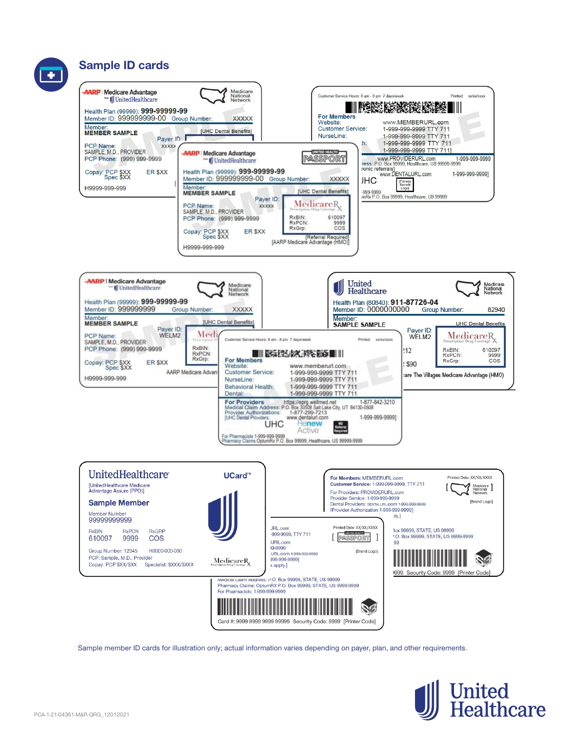## Sample ID cards

**AARP | Medicare Advantage** from UnitedHealthcare — Medicare National Network

Health Plan (99999): **999-99999-99**
Member ID: 999999999-00 Group Number: XXXXX
Member:
**MEMBER SAMPLE**
[UHC Dental Benefits]
Payer ID: XXXXX
PCP Name: SAMPLE, M.D., PROVIDER
PCP Phone: (999) 999-9999
Copay: PCP $XX ER $XX
Spec $XX
H9999-999-999

Customer Service Hours: 8 am - 8 pm 7 days/week Printed: xx/xx/xxxx
**For Members**
Website: www.MEMBERURL.com
Customer Service: 1-999-999-9999 TTY 711
NurseLine: 1-999-999-9999 TTY 711
1-999-999-9999 TTY 711
1-999-999-9999 TTY 711
www.PROVIDERURL.com 1-999-999-9999
P.O. Box 99999, Healthcare, US 99999-9999
www.DENTALURL.com 1-999-999-9999]
UHC [Fitness Benefit Logo]
-999-9999
P.O. Box 99999, Healthcare, US 99999

**AARP | Medicare Advantage** from UnitedHealthcare — UNITED HEALTH PASSPORT

Health Plan (99999): **999-99999-99**
Member ID: 999999999-00 Group Number: XXXXX
Member:
**MEMBER SAMPLE**
[UHC Dental Benefits]
Payer ID: XXXXX
PCP Name: SAMPLE, M.D., PROVIDER
PCP Phone: (999) 999-9999
Copay: PCP $XX ER $XX
Spec $XX
MedicareRx Prescription Drug Coverage
RxBIN: 610097
RxPCN: 9999
RxGrp: COS
[Referral Required]
[AARP Medicare Advantage (HMO)]
H9999-999-999

**AARP | Medicare Advantage** from UnitedHealthcare — Medicare National Network

Health Plan (99999): **999-99999-99**
Member ID: 999999999 Group Number: XXXXX
Member:
**MEMBER SAMPLE**
[UHC Dental Benefits]
Payer ID: WELM2
PCP Name: SAMPLE, M.D., PROVIDER
PCP Phone: (999) 999-9999
Copay: PCP $XX ER $XX
Spec $XX
RxBIN:
RxPCN:
RxGrp:
AARP Medicare Advant
H9999-999-999

**United Healthcare** — Medicare National Network

Health Plan (80840): **911-87726-04**
Member ID: 0000000000 Group Number: 82940
Member:
**SAMPLE SAMPLE**
UHC Dental Benefits
Payer ID: WELM2
MedicareRx Prescription Drug Coverage
RxBIN: 610097
RxPCN: 9999
RxGrp: COS
212
$90
...care The Villages Medicare Advantage (HMO)

Customer Service Hours: 8 am - 8 pm 7 days/week Printed: xx/xx/xxxx
**For Members**
Website: www.memberurl.com
Customer Service: 1-999-999-9999 TTY 711
NurseLine: 1-999-999-9999 TTY 711
Behavioral Health: 1-999-999-9999 TTY 711
Dental: 1-999-999-9999 TTY 711
**For Providers** https://eprg.wellmed.net 1-877-842-3210
Medical Claim Address: P.O. Box 30508 Salt Lake City, UT 84130-0508
Provider Authorizations: 1-877-299-7213
[UHC Dental Providers: www.dentalurl.com 1-999-999-9999]
UHC Renew Active NO Referral Required
For Pharmacists 1-999-999-9999
Pharmacy Claims OptumRx P.O. Box 99999, Healthcare, US 99999-9999

**UnitedHealthcare** UCard™
[UnitedHealthcare Medicare Advantage Assure (PPO)]
**Sample Member**
Member Number
99999999999

| RxBIN | RxPCN | RxGRP |
|---|---|---|
| 610097 | 9999 | COS |

Group Number: 12345 H0000-000-000
PCP: Sample, M.D., Provider
Copay: PCP $XX/$XX Specialist: $XXX/$XXX
MedicareRx Prescription Drug Coverage

**For Members:** MEMBERURL.com Printed Date: XX/XX/XXXX
**Customer Service:** 1-999-999-9999, TTY 711 [Medicare National Network]
For Providers: PROVIDERURL.com
Provider Service: 1-999-999-9999 [Brand Logo]
Dental Providers: DENTALURL.com 1-999-999-9999
[Provider Authorization 1-999-999-9999]
...ply.]
...ox 99999, STATE, US 99999
...O. Box 99999, STATE, US 9999-9999
...99
...999 Security Code: 9999 [Printer Code]

...URL.com Printed Date: XX/XX/XXXX
...-999-9999, TTY 711 [UNITED HEALTH PASSPORT]
...URL.com
...9-9999 [Brand Logo]
...URL.com 1-999-999-9999
...99-999-9999]
...s apply.]
Medical Claim Address: P.O. Box 99999, STATE, US 99999
Pharmacy Claims: OptumRX P.O. Box 99999, STATE, US 9999-9999
For Pharmacists: 1-999-999-9999
Card #: 9999 9999 9999 99999 Security Code: 9999 [Printer Code]

Sample member ID cards for illustration only; actual information varies depending on payer, plan, and other requirements.

United Healthcare

PCA-1-21-04361-M&R-QRG_12012021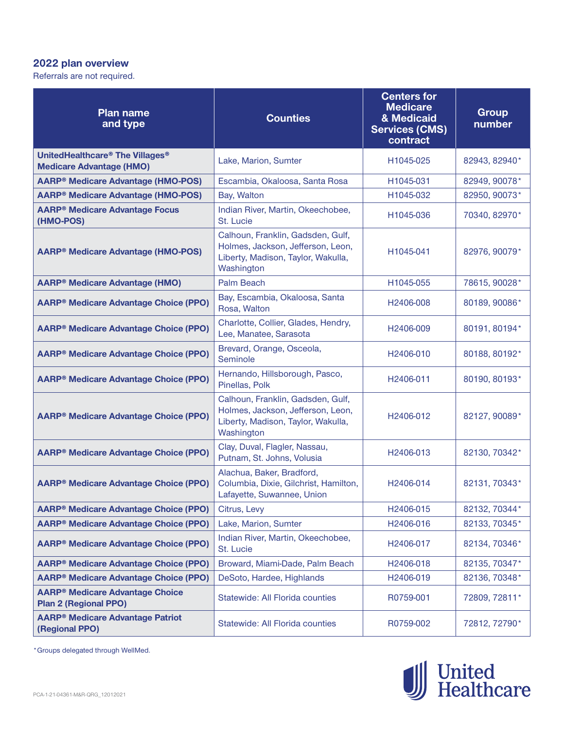## 2022 plan overview

Referrals are not required.

| Plan name and type | Counties | Centers for Medicare & Medicaid Services (CMS) contract | Group number |
|---|---|---|---|
| **UnitedHealthcare® The Villages® Medicare Advantage (HMO)** | Lake, Marion, Sumter | H1045-025 | 82943, 82940* |
| **AARP® Medicare Advantage (HMO-POS)** | Escambia, Okaloosa, Santa Rosa | H1045-031 | 82949, 90078* |
| **AARP® Medicare Advantage (HMO-POS)** | Bay, Walton | H1045-032 | 82950, 90073* |
| **AARP® Medicare Advantage Focus (HMO-POS)** | Indian River, Martin, Okeechobee, St. Lucie | H1045-036 | 70340, 82970* |
| **AARP® Medicare Advantage (HMO-POS)** | Calhoun, Franklin, Gadsden, Gulf, Holmes, Jackson, Jefferson, Leon, Liberty, Madison, Taylor, Wakulla, Washington | H1045-041 | 82976, 90079* |
| **AARP® Medicare Advantage (HMO)** | Palm Beach | H1045-055 | 78615, 90028* |
| **AARP® Medicare Advantage Choice (PPO)** | Bay, Escambia, Okaloosa, Santa Rosa, Walton | H2406-008 | 80189, 90086* |
| **AARP® Medicare Advantage Choice (PPO)** | Charlotte, Collier, Glades, Hendry, Lee, Manatee, Sarasota | H2406-009 | 80191, 80194* |
| **AARP® Medicare Advantage Choice (PPO)** | Brevard, Orange, Osceola, Seminole | H2406-010 | 80188, 80192* |
| **AARP® Medicare Advantage Choice (PPO)** | Hernando, Hillsborough, Pasco, Pinellas, Polk | H2406-011 | 80190, 80193* |
| **AARP® Medicare Advantage Choice (PPO)** | Calhoun, Franklin, Gadsden, Gulf, Holmes, Jackson, Jefferson, Leon, Liberty, Madison, Taylor, Wakulla, Washington | H2406-012 | 82127, 90089* |
| **AARP® Medicare Advantage Choice (PPO)** | Clay, Duval, Flagler, Nassau, Putnam, St. Johns, Volusia | H2406-013 | 82130, 70342* |
| **AARP® Medicare Advantage Choice (PPO)** | Alachua, Baker, Bradford, Columbia, Dixie, Gilchrist, Hamilton, Lafayette, Suwannee, Union | H2406-014 | 82131, 70343* |
| **AARP® Medicare Advantage Choice (PPO)** | Citrus, Levy | H2406-015 | 82132, 70344* |
| **AARP® Medicare Advantage Choice (PPO)** | Lake, Marion, Sumter | H2406-016 | 82133, 70345* |
| **AARP® Medicare Advantage Choice (PPO)** | Indian River, Martin, Okeechobee, St. Lucie | H2406-017 | 82134, 70346* |
| **AARP® Medicare Advantage Choice (PPO)** | Broward, Miami-Dade, Palm Beach | H2406-018 | 82135, 70347* |
| **AARP® Medicare Advantage Choice (PPO)** | DeSoto, Hardee, Highlands | H2406-019 | 82136, 70348* |
| **AARP® Medicare Advantage Choice Plan 2 (Regional PPO)** | Statewide: All Florida counties | R0759-001 | 72809, 72811* |
| **AARP® Medicare Advantage Patriot (Regional PPO)** | Statewide: All Florida counties | R0759-002 | 72812, 72790* |

*Groups delegated through WellMed.

PCA-1-21-04361-M&R-QRG_12012021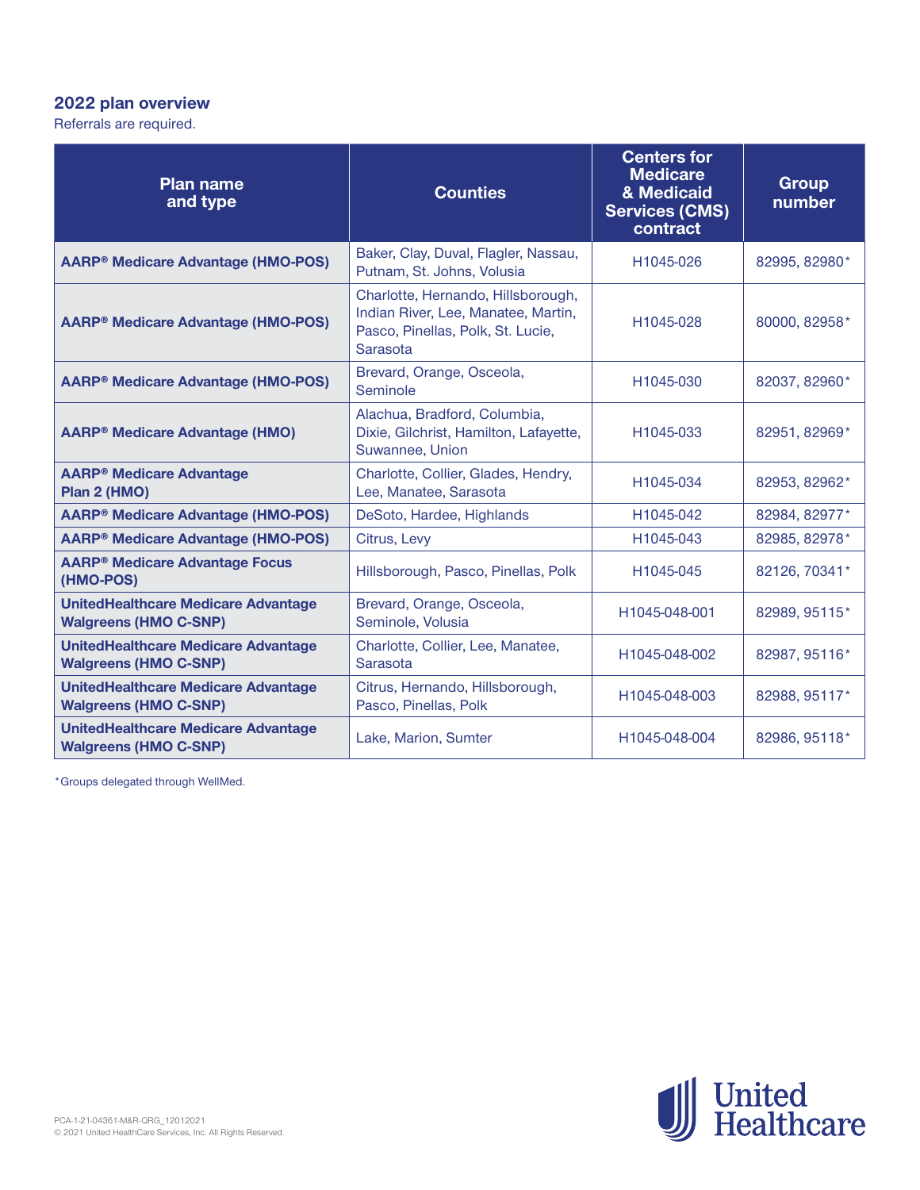## 2022 plan overview

Referrals are required.

| Plan name and type | Counties | Centers for Medicare & Medicaid Services (CMS) contract | Group number |
|---|---|---|---|
| **AARP® Medicare Advantage (HMO-POS)** | Baker, Clay, Duval, Flagler, Nassau, Putnam, St. Johns, Volusia | H1045-026 | 82995, 82980* |
| **AARP® Medicare Advantage (HMO-POS)** | Charlotte, Hernando, Hillsborough, Indian River, Lee, Manatee, Martin, Pasco, Pinellas, Polk, St. Lucie, Sarasota | H1045-028 | 80000, 82958* |
| **AARP® Medicare Advantage (HMO-POS)** | Brevard, Orange, Osceola, Seminole | H1045-030 | 82037, 82960* |
| **AARP® Medicare Advantage (HMO)** | Alachua, Bradford, Columbia, Dixie, Gilchrist, Hamilton, Lafayette, Suwannee, Union | H1045-033 | 82951, 82969* |
| **AARP® Medicare Advantage Plan 2 (HMO)** | Charlotte, Collier, Glades, Hendry, Lee, Manatee, Sarasota | H1045-034 | 82953, 82962* |
| **AARP® Medicare Advantage (HMO-POS)** | DeSoto, Hardee, Highlands | H1045-042 | 82984, 82977* |
| **AARP® Medicare Advantage (HMO-POS)** | Citrus, Levy | H1045-043 | 82985, 82978* |
| **AARP® Medicare Advantage Focus (HMO-POS)** | Hillsborough, Pasco, Pinellas, Polk | H1045-045 | 82126, 70341* |
| **UnitedHealthcare Medicare Advantage Walgreens (HMO C-SNP)** | Brevard, Orange, Osceola, Seminole, Volusia | H1045-048-001 | 82989, 95115* |
| **UnitedHealthcare Medicare Advantage Walgreens (HMO C-SNP)** | Charlotte, Collier, Lee, Manatee, Sarasota | H1045-048-002 | 82987, 95116* |
| **UnitedHealthcare Medicare Advantage Walgreens (HMO C-SNP)** | Citrus, Hernando, Hillsborough, Pasco, Pinellas, Polk | H1045-048-003 | 82988, 95117* |
| **UnitedHealthcare Medicare Advantage Walgreens (HMO C-SNP)** | Lake, Marion, Sumter | H1045-048-004 | 82986, 95118* |

*Groups delegated through WellMed.

PCA-1-21-04361-M&R-QRG_12012021
© 2021 United HealthCare Services, Inc. All Rights Reserved.

United Healthcare